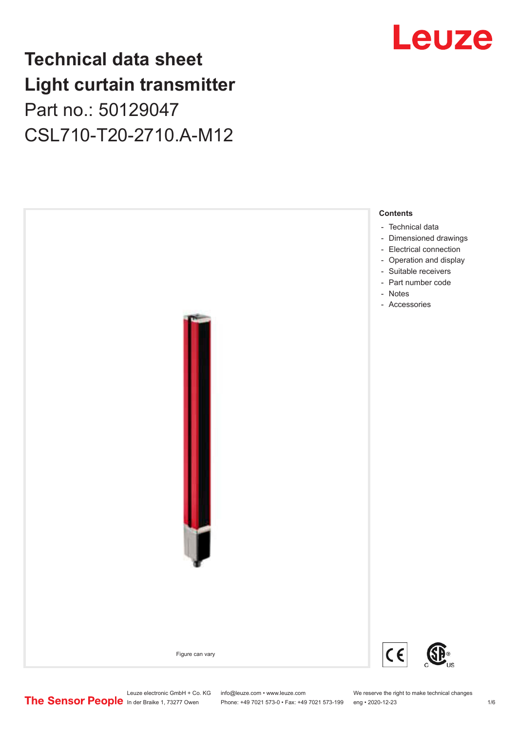# Technical data sheet
# Light curtain transmitter

Part no.: 50129047

CSL710-T20-2710.A-M12

Leuze

Figure can vary

**Contents**

- Technical data
- Dimensioned drawings
- Electrical connection
- Operation and display
- Suitable receivers
- Part number code
- Notes
- Accessories

The Sensor People

Leuze electronic GmbH + Co. KG
In der Braike 1, 73277 Owen

info@leuze.com • www.leuze.com
Phone: +49 7021 573-0 • Fax: +49 7021 573-199

We reserve the right to make technical changes
eng • 2020-12-23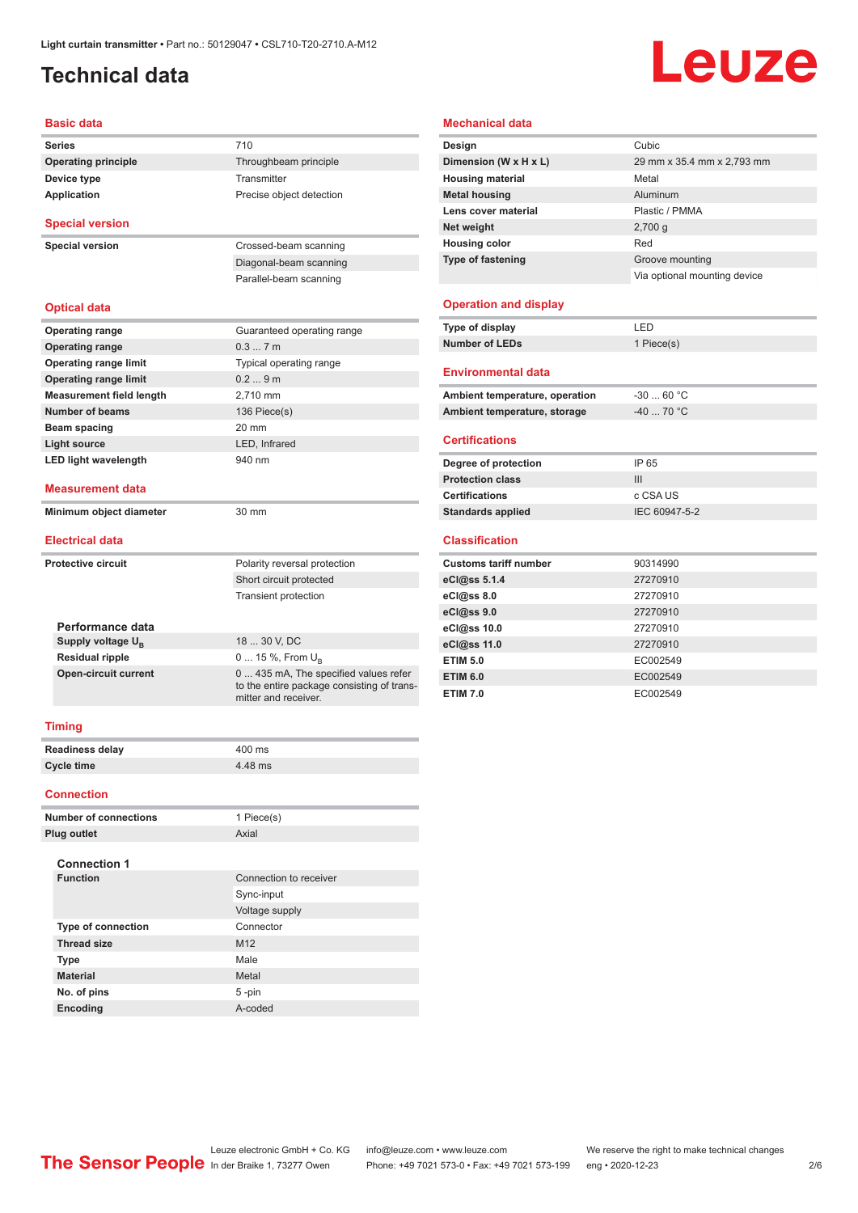Light curtain transmitter • Part no.: 50129047 • CSL710-T20-2710.A-M12

# Technical data

## Basic data

| | |
|---|---|
| Series | 710 |
| Operating principle | Throughbeam principle |
| Device type | Transmitter |
| Application | Precise object detection |

## Special version

| | |
|---|---|
| Special version | Crossed-beam scanning |
| | Diagonal-beam scanning |
| | Parallel-beam scanning |

## Optical data

| | |
|---|---|
| Operating range | Guaranteed operating range |
| Operating range | 0.3 ... 7 m |
| Operating range limit | Typical operating range |
| Operating range limit | 0.2 ... 9 m |
| Measurement field length | 2,710 mm |
| Number of beams | 136 Piece(s) |
| Beam spacing | 20 mm |
| Light source | LED, Infrared |
| LED light wavelength | 940 nm |

## Measurement data

| | |
|---|---|
| Minimum object diameter | 30 mm |

## Electrical data

| | |
|---|---|
| Protective circuit | Polarity reversal protection |
| | Short circuit protected |
| | Transient protection |

### Performance data

| | |
|---|---|
| Supply voltage $U_B$ | 18 ... 30 V, DC |
| Residual ripple | 0 ... 15 %, From $U_B$ |
| Open-circuit current | 0 ... 435 mA, The specified values refer to the entire package consisting of transmitter and receiver. |

## Timing

| | |
|---|---|
| Readiness delay | 400 ms |
| Cycle time | 4.48 ms |

## Connection

| | |
|---|---|
| Number of connections | 1 Piece(s) |
| Plug outlet | Axial |

### Connection 1

| | |
|---|---|
| Function | Connection to receiver |
| | Sync-input |
| | Voltage supply |
| Type of connection | Connector |
| Thread size | M12 |
| Type | Male |
| Material | Metal |
| No. of pins | 5 -pin |
| Encoding | A-coded |

## Mechanical data

| | |
|---|---|
| Design | Cubic |
| Dimension (W x H x L) | 29 mm x 35.4 mm x 2,793 mm |
| Housing material | Metal |
| Metal housing | Aluminum |
| Lens cover material | Plastic / PMMA |
| Net weight | 2,700 g |
| Housing color | Red |
| Type of fastening | Groove mounting |
| | Via optional mounting device |

## Operation and display

| | |
|---|---|
| Type of display | LED |
| Number of LEDs | 1 Piece(s) |

## Environmental data

| | |
|---|---|
| Ambient temperature, operation | -30 ... 60 °C |
| Ambient temperature, storage | -40 ... 70 °C |

## Certifications

| | |
|---|---|
| Degree of protection | IP 65 |
| Protection class | III |
| Certifications | c CSA US |
| Standards applied | IEC 60947-5-2 |

## Classification

| | |
|---|---|
| Customs tariff number | 90314990 |
| eCl@ss 5.1.4 | 27270910 |
| eCl@ss 8.0 | 27270910 |
| eCl@ss 9.0 | 27270910 |
| eCl@ss 10.0 | 27270910 |
| eCl@ss 11.0 | 27270910 |
| ETIM 5.0 | EC002549 |
| ETIM 6.0 | EC002549 |
| ETIM 7.0 | EC002549 |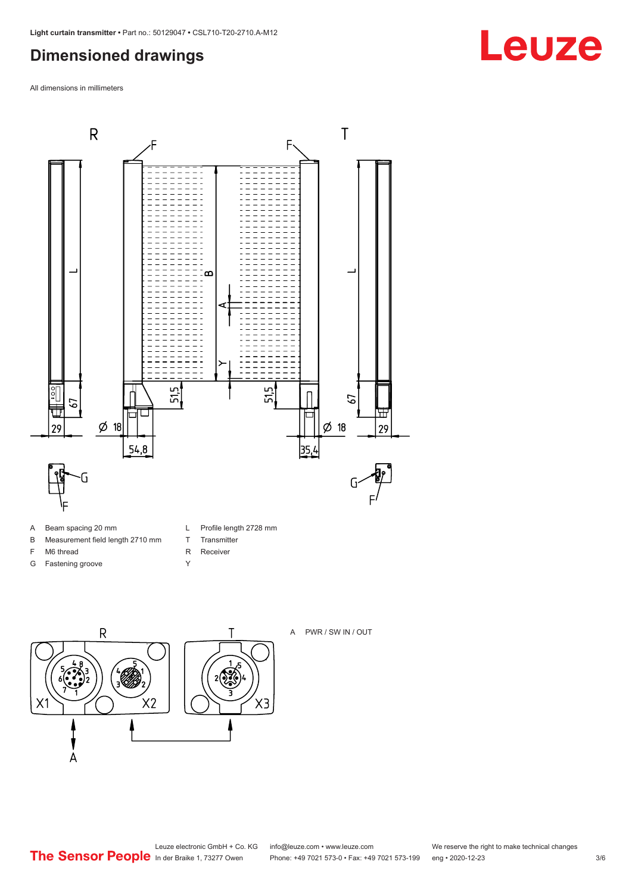## Dimensioned drawings

All dimensions in millimeters

| | | | |
|---|---|---|---|
| A | Beam spacing 20 mm | L | Profile length 2728 mm |
| B | Measurement field length 2710 mm | T | Transmitter |
| F | M6 thread | R | Receiver |
| G | Fastening groove | Y | |

A PWR / SW IN / OUT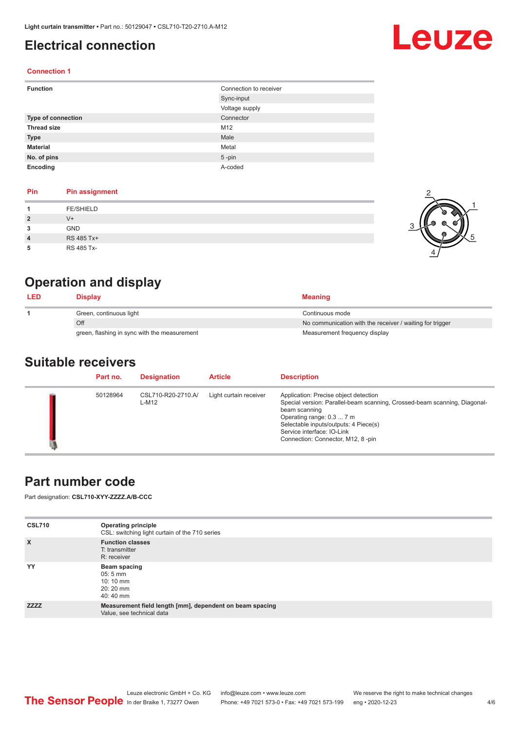# Electrical connection

## Connection 1

| | |
|---|---|
| **Function** | Connection to receiver |
| | Sync-input |
| | Voltage supply |
| **Type of connection** | Connector |
| **Thread size** | M12 |
| **Type** | Male |
| **Material** | Metal |
| **No. of pins** | 5 -pin |
| **Encoding** | A-coded |

| Pin | Pin assignment |
|---|---|
| **1** | FE/SHIELD |
| **2** | V+ |
| **3** | GND |
| **4** | RS 485 Tx+ |
| **5** | RS 485 Tx- |

# Operation and display

| LED | Display | Meaning |
|---|---|---|
| **1** | Green, continuous light | Continuous mode |
| | Off | No communication with the receiver / waiting for trigger |
| | green, flashing in sync with the measurement | Measurement frequency display |

# Suitable receivers

| | Part no. | Designation | Article | Description |
|---|---|---|---|---|
| | 50128964 | CSL710-R20-2710.A/L-M12 | Light curtain receiver | Application: Precise object detection<br>Special version: Parallel-beam scanning, Crossed-beam scanning, Diagonal-beam scanning<br>Operating range: 0.3 ... 7 m<br>Selectable inputs/outputs: 4 Piece(s)<br>Service interface: IO-Link<br>Connection: Connector, M12, 8 -pin |

# Part number code

Part designation: **CSL710-XYY-ZZZZ.A/B-CCC**

| | |
|---|---|
| **CSL710** | **Operating principle**<br>CSL: switching light curtain of the 710 series |
| **X** | **Function classes**<br>T: transmitter<br>R: receiver |
| **YY** | **Beam spacing**<br>05: 5 mm<br>10: 10 mm<br>20: 20 mm<br>40: 40 mm |
| **ZZZZ** | **Measurement field length [mm], dependent on beam spacing**<br>Value, see technical data |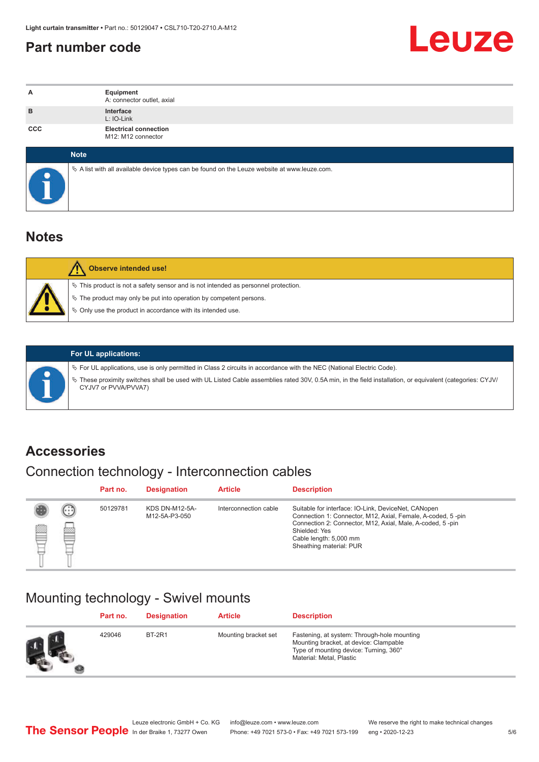## Part number code

| | |
|---|---|
| A | **Equipment**<br>A: connector outlet, axial |
| B | **Interface**<br>L: IO-Link |
| CCC | **Electrical connection**<br>M12: M12 connector |

**Note**

- ✎ A list with all available device types can be found on the Leuze website at www.leuze.com.

## Notes

**Observe intended use!**

- ✎ This product is not a safety sensor and is not intended as personnel protection.
- ✎ The product may only be put into operation by competent persons.
- ✎ Only use the product in accordance with its intended use.

**For UL applications:**

- ✎ For UL applications, use is only permitted in Class 2 circuits in accordance with the NEC (National Electric Code).
- ✎ These proximity switches shall be used with UL Listed Cable assemblies rated 30V, 0.5A min, in the field installation, or equivalent (categories: CYJV/CYJV7 or PVVA/PVVA7)

## Accessories

### Connection technology - Interconnection cables

| Part no. | Designation | Article | Description |
|---|---|---|---|
| 50129781 | KDS DN-M12-5A-M12-5A-P3-050 | Interconnection cable | Suitable for interface: IO-Link, DeviceNet, CANopen<br>Connection 1: Connector, M12, Axial, Female, A-coded, 5 -pin<br>Connection 2: Connector, M12, Axial, Male, A-coded, 5 -pin<br>Shielded: Yes<br>Cable length: 5,000 mm<br>Sheathing material: PUR |

### Mounting technology - Swivel mounts

| Part no. | Designation | Article | Description |
|---|---|---|---|
| 429046 | BT-2R1 | Mounting bracket set | Fastening, at system: Through-hole mounting<br>Mounting bracket, at device: Clampable<br>Type of mounting device: Turning, 360°<br>Material: Metal, Plastic |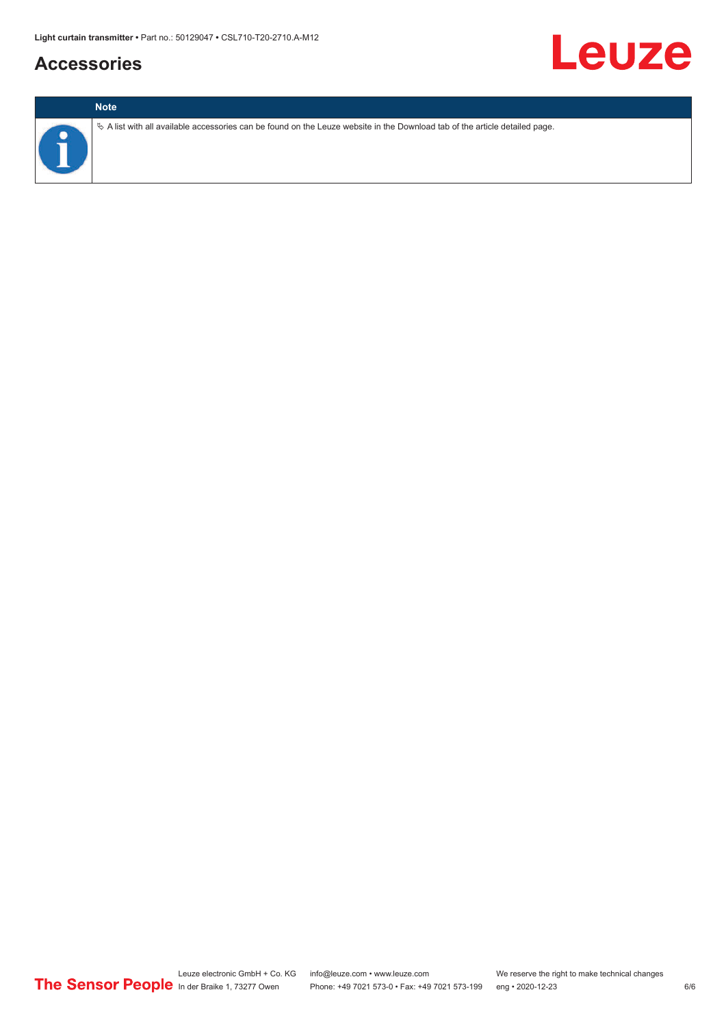## Accessories

| | Note |
|---|---|
| | ✎ A list with all available accessories can be found on the Leuze website in the Download tab of the article detailed page. |